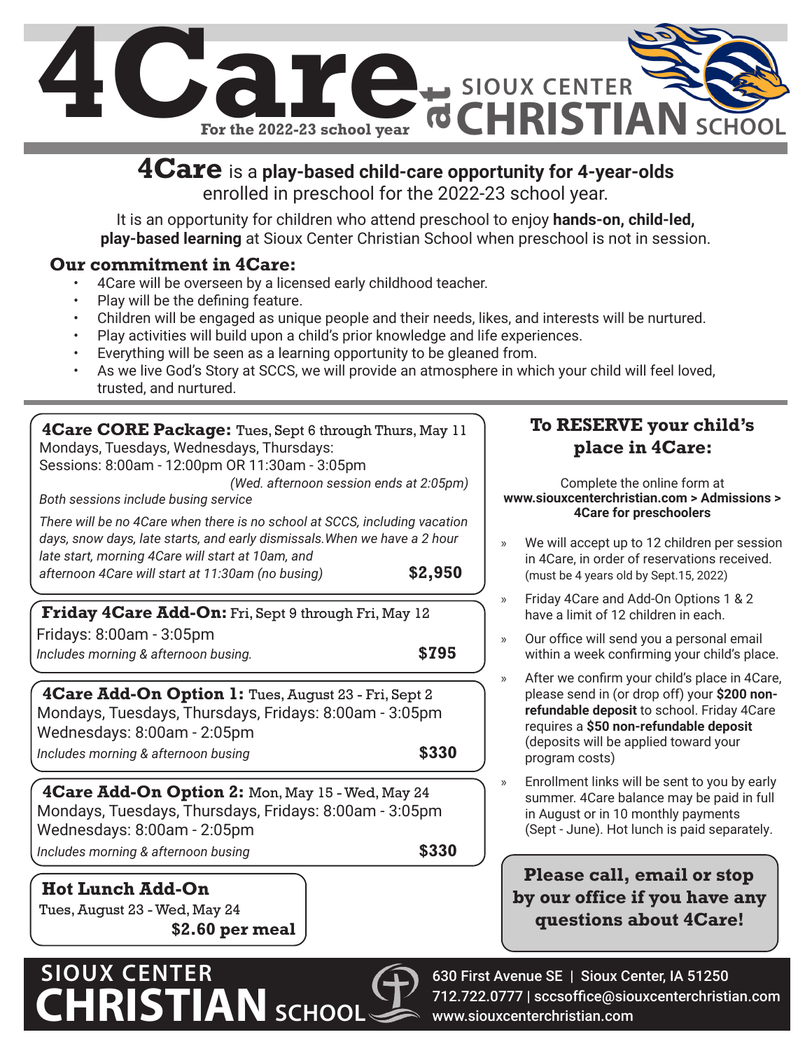# 4Care at SIOUX CENTER CHRISTIAN SCHOOL

**For the 2022-23 school year**

## **4Care** is a **play-based child-care opportunity for 4-year-olds** enrolled in preschool for the 2022-23 school year.

It is an opportunity for children who attend preschool to enjoy **hands-on, child-led, play-based learning** at Sioux Center Christian School when preschool is not in session.

### Our commitment in 4Care:

- 4Care will be overseen by a licensed early childhood teacher.
- Play will be the defining feature.
- Children will be engaged as unique people and their needs, likes, and interests will be nurtured.
- Play activities will build upon a child's prior knowledge and life experiences.
- Everything will be seen as a learning opportunity to be gleaned from.
- As we live God's Story at SCCS, we will provide an atmosphere in which your child will feel loved, trusted, and nurtured.

**4Care CORE Package:** Tues, Sept 6 through Thurs, May 11
Mondays, Tuesdays, Wednesdays, Thursdays:
Sessions: 8:00am - 12:00pm OR 11:30am - 3:05pm
*(Wed. afternoon session ends at 2:05pm)*
*Both sessions include busing service*

*There will be no 4Care when there is no school at SCCS, including vacation days, snow days, late starts, and early dismissals. When we have a 2 hour late start, morning 4Care will start at 10am, and afternoon 4Care will start at 11:30am (no busing)*

**$2,950**

**Friday 4Care Add-On:** Fri, Sept 9 through Fri, May 12
Fridays: 8:00am - 3:05pm
*Includes morning & afternoon busing.*

**$795**

**4Care Add-On Option 1:** Tues, August 23 - Fri, Sept 2
Mondays, Tuesdays, Thursdays, Fridays: 8:00am - 3:05pm
Wednesdays: 8:00am - 2:05pm
*Includes morning & afternoon busing*

**$330**

**4Care Add-On Option 2:** Mon, May 15 - Wed, May 24
Mondays, Tuesdays, Thursdays, Fridays: 8:00am - 3:05pm
Wednesdays: 8:00am - 2:05pm
*Includes morning & afternoon busing*

**$330**

**Hot Lunch Add-On**
Tues, August 23 - Wed, May 24
**$2.60 per meal**

### To RESERVE your child's place in 4Care:

Complete the online form at
**www.siouxcenterchristian.com > Admissions > 4Care for preschoolers**

- We will accept up to 12 children per session in 4Care, in order of reservations received. (must be 4 years old by Sept.15, 2022)
- Friday 4Care and Add-On Options 1 & 2 have a limit of 12 children in each.
- Our office will send you a personal email within a week confirming your child's place.
- After we confirm your child's place in 4Care, please send in (or drop off) your **$200 non-refundable deposit** to school. Friday 4Care requires a **$50 non-refundable deposit** (deposits will be applied toward your program costs)
- Enrollment links will be sent to you by early summer. 4Care balance may be paid in full in August or in 10 monthly payments (Sept - June). Hot lunch is paid separately.

**Please call, email or stop by our office if you have any questions about 4Care!**

SIOUX CENTER CHRISTIAN SCHOOL
630 First Avenue SE | Sioux Center, IA 51250
712.722.0777 | sccsoffice@siouxcenterchristian.com
www.siouxcenterchristian.com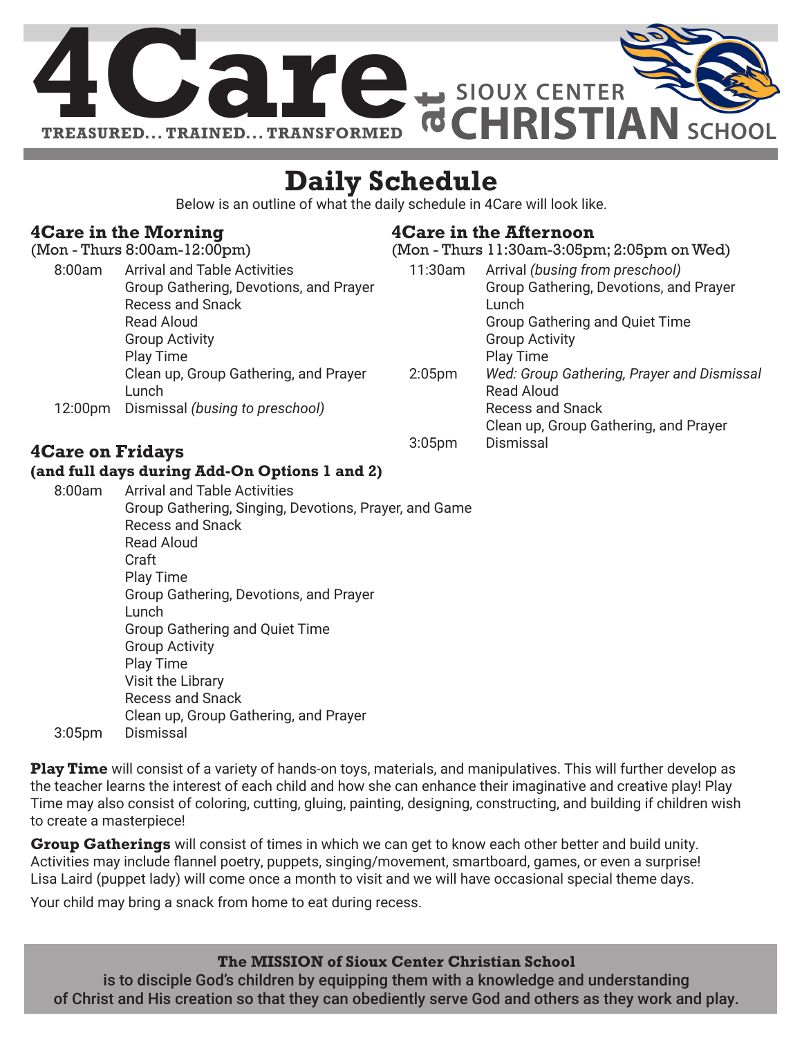# 4Care at SIOUX CENTER CHRISTIAN SCHOOL

TREASURED... TRAINED... TRANSFORMED

## Daily Schedule

Below is an outline of what the daily schedule in 4Care will look like.

### 4Care in the Morning

(Mon - Thurs 8:00am-12:00pm)

| | |
|---|---|
| 8:00am | Arrival and Table Activities |
| | Group Gathering, Devotions, and Prayer |
| | Recess and Snack |
| | Read Aloud |
| | Group Activity |
| | Play Time |
| | Clean up, Group Gathering, and Prayer |
| | Lunch |
| 12:00pm | Dismissal *(busing to preschool)* |

### 4Care in the Afternoon

(Mon - Thurs 11:30am-3:05pm; 2:05pm on Wed)

| | |
|---|---|
| 11:30am | Arrival *(busing from preschool)* |
| | Group Gathering, Devotions, and Prayer |
| | Lunch |
| | Group Gathering and Quiet Time |
| | Group Activity |
| | Play Time |
| 2:05pm | *Wed: Group Gathering, Prayer and Dismissal* |
| | Read Aloud |
| | Recess and Snack |
| | Clean up, Group Gathering, and Prayer |
| 3:05pm | Dismissal |

### 4Care on Fridays

**(and full days during Add-On Options 1 and 2)**

| | |
|---|---|
| 8:00am | Arrival and Table Activities |
| | Group Gathering, Singing, Devotions, Prayer, and Game |
| | Recess and Snack |
| | Read Aloud |
| | Craft |
| | Play Time |
| | Group Gathering, Devotions, and Prayer |
| | Lunch |
| | Group Gathering and Quiet Time |
| | Group Activity |
| | Play Time |
| | Visit the Library |
| | Recess and Snack |
| | Clean up, Group Gathering, and Prayer |
| 3:05pm | Dismissal |

**Play Time** will consist of a variety of hands-on toys, materials, and manipulatives. This will further develop as the teacher learns the interest of each child and how she can enhance their imaginative and creative play! Play Time may also consist of coloring, cutting, gluing, painting, designing, constructing, and building if children wish to create a masterpiece!

**Group Gatherings** will consist of times in which we can get to know each other better and build unity. Activities may include flannel poetry, puppets, singing/movement, smartboard, games, or even a surprise! Lisa Laird (puppet lady) will come once a month to visit and we will have occasional special theme days.

Your child may bring a snack from home to eat during recess.

**The MISSION of Sioux Center Christian School**
is to disciple God's children by equipping them with a knowledge and understanding of Christ and His creation so that they can obediently serve God and others as they work and play.